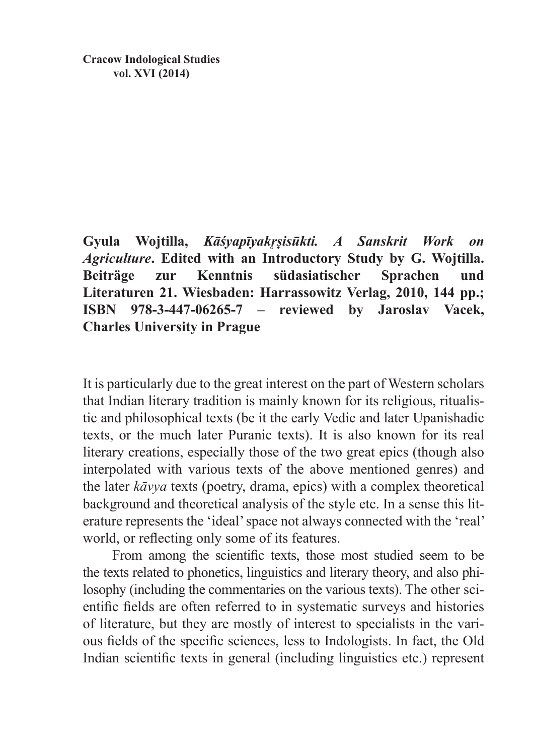**Gyula Wojtilla, *Kāśyapīyakṛṣisūkti. A Sanskrit Work on Agriculture*. Edited with an Introductory Study by G. Wojtilla. Beiträge zur Kenntnis südasiatischer Sprachen und Literaturen 21. Wiesbaden: Harrassowitz Verlag, 2010, 144 pp.; ISBN 978-3-447-06265-7 – reviewed by Jaroslav Vacek, Charles University in Prague**

It is particularly due to the great interest on the part of Western scholars that Indian literary tradition is mainly known for its religious, ritualistic and philosophical texts (be it the early Vedic and later Upanishadic texts, or the much later Puranic texts). It is also known for its real literary creations, especially those of the two great epics (though also interpolated with various texts of the above mentioned genres) and the later *kāvya* texts (poetry, drama, epics) with a complex theoretical background and theoretical analysis of the style etc. In a sense this literature represents the 'ideal' space not always connected with the 'real' world, or reflecting only some of its features.

From among the scientific texts, those most studied seem to be the texts related to phonetics, linguistics and literary theory, and also philosophy (including the commentaries on the various texts). The other scientific fields are often referred to in systematic surveys and histories of literature, but they are mostly of interest to specialists in the various fields of the specific sciences, less to Indologists. In fact, the Old Indian scientific texts in general (including linguistics etc.) represent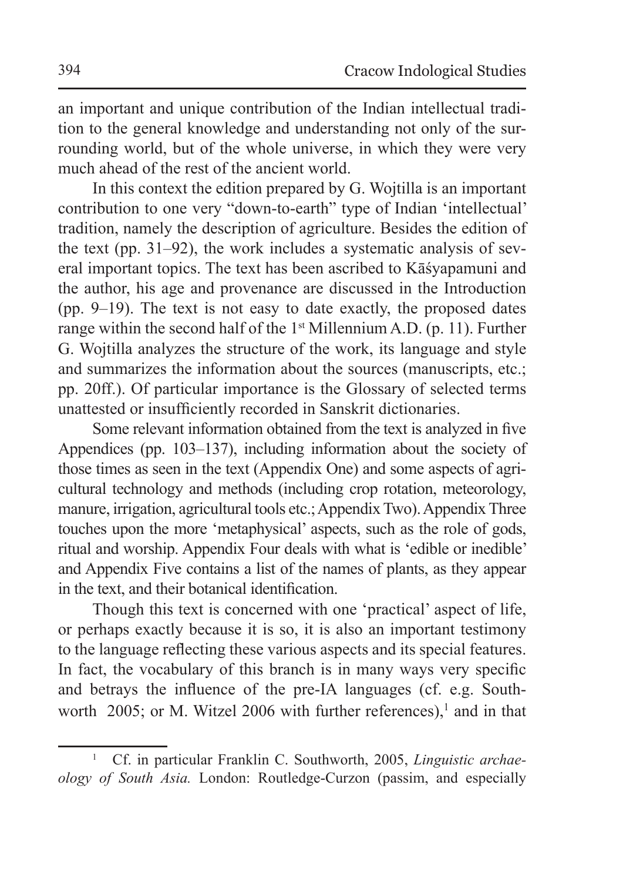an important and unique contribution of the Indian intellectual tradition to the general knowledge and understanding not only of the surrounding world, but of the whole universe, in which they were very much ahead of the rest of the ancient world.

In this context the edition prepared by G. Wojtilla is an important contribution to one very "down-to-earth" type of Indian 'intellectual' tradition, namely the description of agriculture. Besides the edition of the text (pp. 31–92), the work includes a systematic analysis of several important topics. The text has been ascribed to Kāśyapamuni and the author, his age and provenance are discussed in the Introduction (pp. 9–19). The text is not easy to date exactly, the proposed dates range within the second half of the 1st Millennium A.D. (p. 11). Further G. Wojtilla analyzes the structure of the work, its language and style and summarizes the information about the sources (manuscripts, etc.; pp. 20ff.). Of particular importance is the Glossary of selected terms unattested or insufficiently recorded in Sanskrit dictionaries.

Some relevant information obtained from the text is analyzed in five Appendices (pp. 103–137), including information about the society of those times as seen in the text (Appendix One) and some aspects of agricultural technology and methods (including crop rotation, meteorology, manure, irrigation, agricultural tools etc.; Appendix Two). Appendix Three touches upon the more 'metaphysical' aspects, such as the role of gods, ritual and worship. Appendix Four deals with what is 'edible or inedible' and Appendix Five contains a list of the names of plants, as they appear in the text, and their botanical identification.

Though this text is concerned with one 'practical' aspect of life, or perhaps exactly because it is so, it is also an important testimony to the language reflecting these various aspects and its special features. In fact, the vocabulary of this branch is in many ways very specific and betrays the influence of the pre-IA languages (cf. e.g. Southworth 2005; or M. Witzel 2006 with further references),[1] and in that

[1] Cf. in particular Franklin C. Southworth, 2005, *Linguistic archaeology of South Asia.* London: Routledge-Curzon (passim, and especially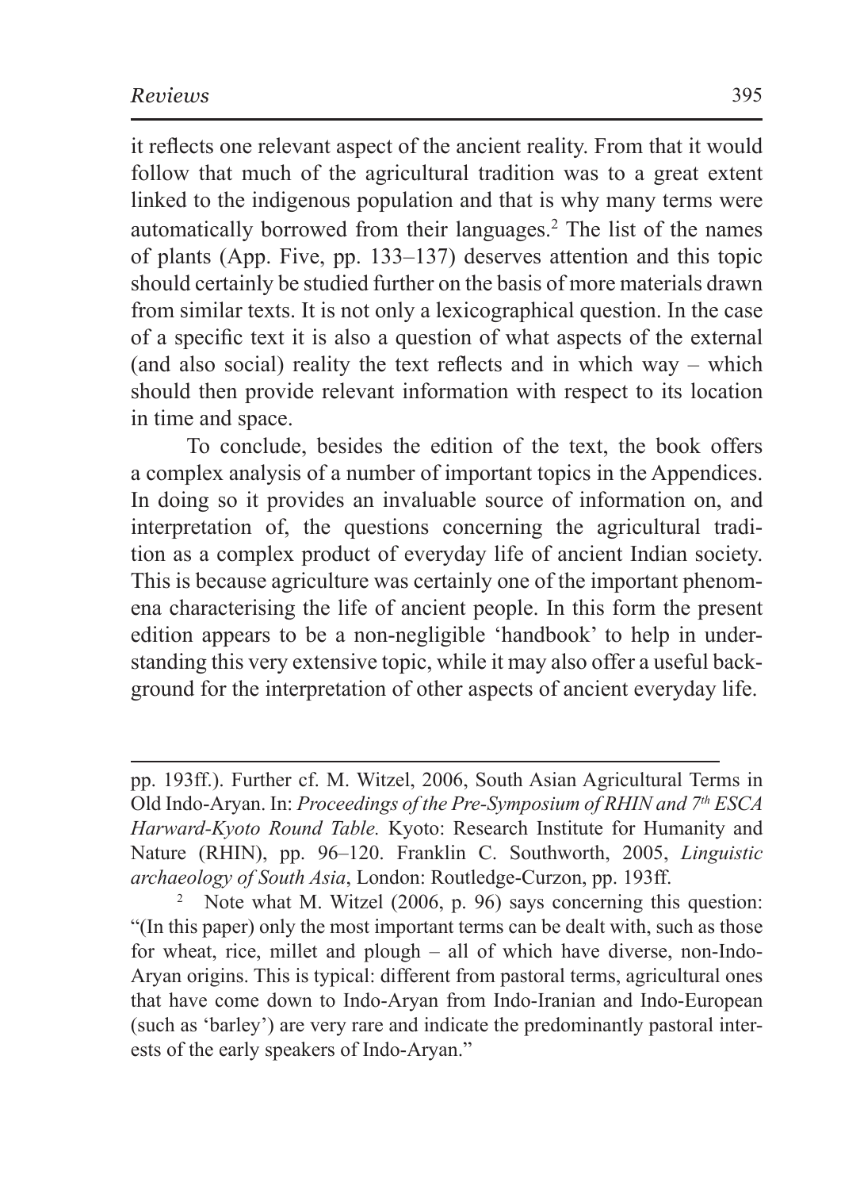it reflects one relevant aspect of the ancient reality. From that it would follow that much of the agricultural tradition was to a great extent linked to the indigenous population and that is why many terms were automatically borrowed from their languages.[2] The list of the names of plants (App. Five, pp. 133–137) deserves attention and this topic should certainly be studied further on the basis of more materials drawn from similar texts. It is not only a lexicographical question. In the case of a specific text it is also a question of what aspects of the external (and also social) reality the text reflects and in which way – which should then provide relevant information with respect to its location in time and space.

To conclude, besides the edition of the text, the book offers a complex analysis of a number of important topics in the Appendices. In doing so it provides an invaluable source of information on, and interpretation of, the questions concerning the agricultural tradition as a complex product of everyday life of ancient Indian society. This is because agriculture was certainly one of the important phenomena characterising the life of ancient people. In this form the present edition appears to be a non-negligible 'handbook' to help in understanding this very extensive topic, while it may also offer a useful background for the interpretation of other aspects of ancient everyday life.

---

pp. 193ff.). Further cf. M. Witzel, 2006, South Asian Agricultural Terms in Old Indo-Aryan. In: *Proceedings of the Pre-Symposium of RHIN and 7th ESCA Harward-Kyoto Round Table.* Kyoto: Research Institute for Humanity and Nature (RHIN), pp. 96–120. Franklin C. Southworth, 2005, *Linguistic archaeology of South Asia*, London: Routledge-Curzon, pp. 193ff.

[2] Note what M. Witzel (2006, p. 96) says concerning this question: "(In this paper) only the most important terms can be dealt with, such as those for wheat, rice, millet and plough – all of which have diverse, non-Indo-Aryan origins. This is typical: different from pastoral terms, agricultural ones that have come down to Indo-Aryan from Indo-Iranian and Indo-European (such as 'barley') are very rare and indicate the predominantly pastoral interests of the early speakers of Indo-Aryan."